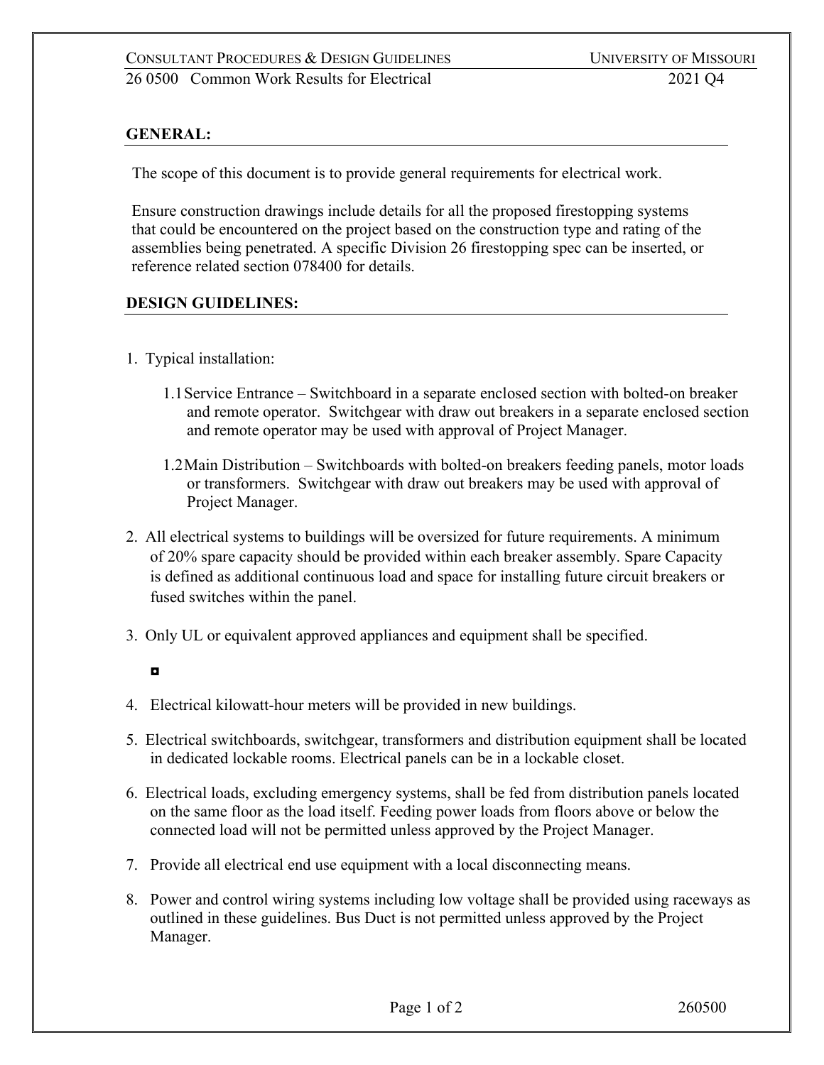## GENERAL:

The scope of this document is to provide general requirements for electrical work.

Ensure construction drawings include details for all the proposed firestopping systems that could be encountered on the project based on the construction type and rating of the assemblies being penetrated. A specific Division 26 firestopping spec can be inserted, or reference related section 078400 for details.

## DESIGN GUIDELINES:

1. Typical installation:

   1.1 Service Entrance – Switchboard in a separate enclosed section with bolted-on breaker and remote operator. Switchgear with draw out breakers in a separate enclosed section and remote operator may be used with approval of Project Manager.

   1.2 Main Distribution – Switchboards with bolted-on breakers feeding panels, motor loads or transformers. Switchgear with draw out breakers may be used with approval of Project Manager.

2. All electrical systems to buildings will be oversized for future requirements. A minimum of 20% spare capacity should be provided within each breaker assembly. Spare Capacity is defined as additional continuous load and space for installing future circuit breakers or fused switches within the panel.

3. Only UL or equivalent approved appliances and equipment shall be specified.

   ◘

4. Electrical kilowatt-hour meters will be provided in new buildings.

5. Electrical switchboards, switchgear, transformers and distribution equipment shall be located in dedicated lockable rooms. Electrical panels can be in a lockable closet.

6. Electrical loads, excluding emergency systems, shall be fed from distribution panels located on the same floor as the load itself. Feeding power loads from floors above or below the connected load will not be permitted unless approved by the Project Manager.

7. Provide all electrical end use equipment with a local disconnecting means.

8. Power and control wiring systems including low voltage shall be provided using raceways as outlined in these guidelines. Bus Duct is not permitted unless approved by the Project Manager.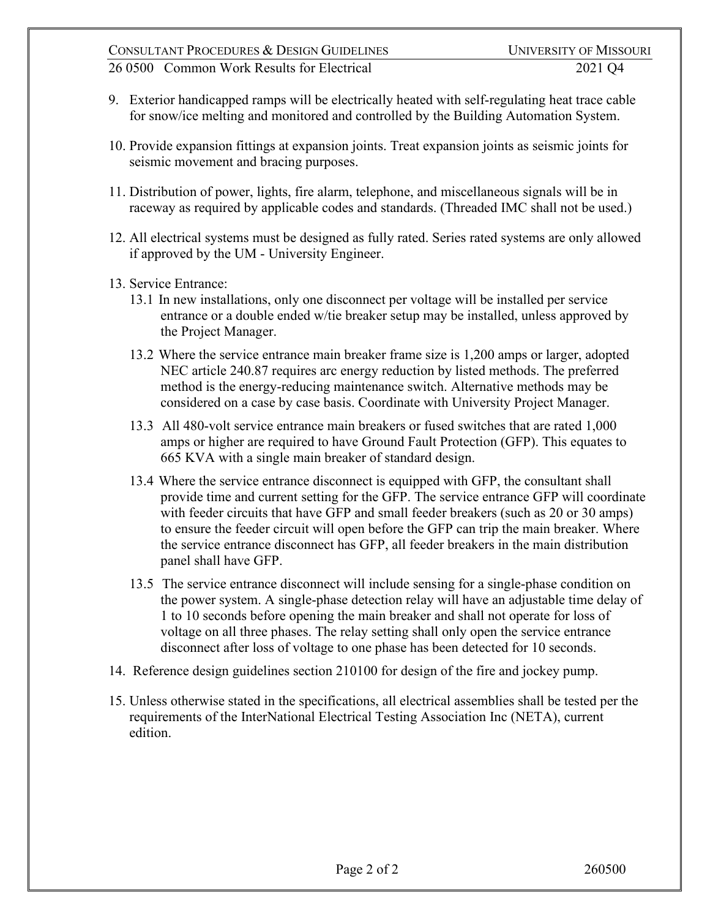9. Exterior handicapped ramps will be electrically heated with self-regulating heat trace cable for snow/ice melting and monitored and controlled by the Building Automation System.

10. Provide expansion fittings at expansion joints. Treat expansion joints as seismic joints for seismic movement and bracing purposes.

11. Distribution of power, lights, fire alarm, telephone, and miscellaneous signals will be in raceway as required by applicable codes and standards. (Threaded IMC shall not be used.)

12. All electrical systems must be designed as fully rated. Series rated systems are only allowed if approved by the UM - University Engineer.

13. Service Entrance:

    13.1 In new installations, only one disconnect per voltage will be installed per service entrance or a double ended w/tie breaker setup may be installed, unless approved by the Project Manager.

    13.2 Where the service entrance main breaker frame size is 1,200 amps or larger, adopted NEC article 240.87 requires arc energy reduction by listed methods. The preferred method is the energy-reducing maintenance switch. Alternative methods may be considered on a case by case basis. Coordinate with University Project Manager.

    13.3 All 480-volt service entrance main breakers or fused switches that are rated 1,000 amps or higher are required to have Ground Fault Protection (GFP). This equates to 665 KVA with a single main breaker of standard design.

    13.4 Where the service entrance disconnect is equipped with GFP, the consultant shall provide time and current setting for the GFP. The service entrance GFP will coordinate with feeder circuits that have GFP and small feeder breakers (such as 20 or 30 amps) to ensure the feeder circuit will open before the GFP can trip the main breaker. Where the service entrance disconnect has GFP, all feeder breakers in the main distribution panel shall have GFP.

    13.5 The service entrance disconnect will include sensing for a single-phase condition on the power system. A single-phase detection relay will have an adjustable time delay of 1 to 10 seconds before opening the main breaker and shall not operate for loss of voltage on all three phases. The relay setting shall only open the service entrance disconnect after loss of voltage to one phase has been detected for 10 seconds.

14. Reference design guidelines section 210100 for design of the fire and jockey pump.

15. Unless otherwise stated in the specifications, all electrical assemblies shall be tested per the requirements of the InterNational Electrical Testing Association Inc (NETA), current edition.